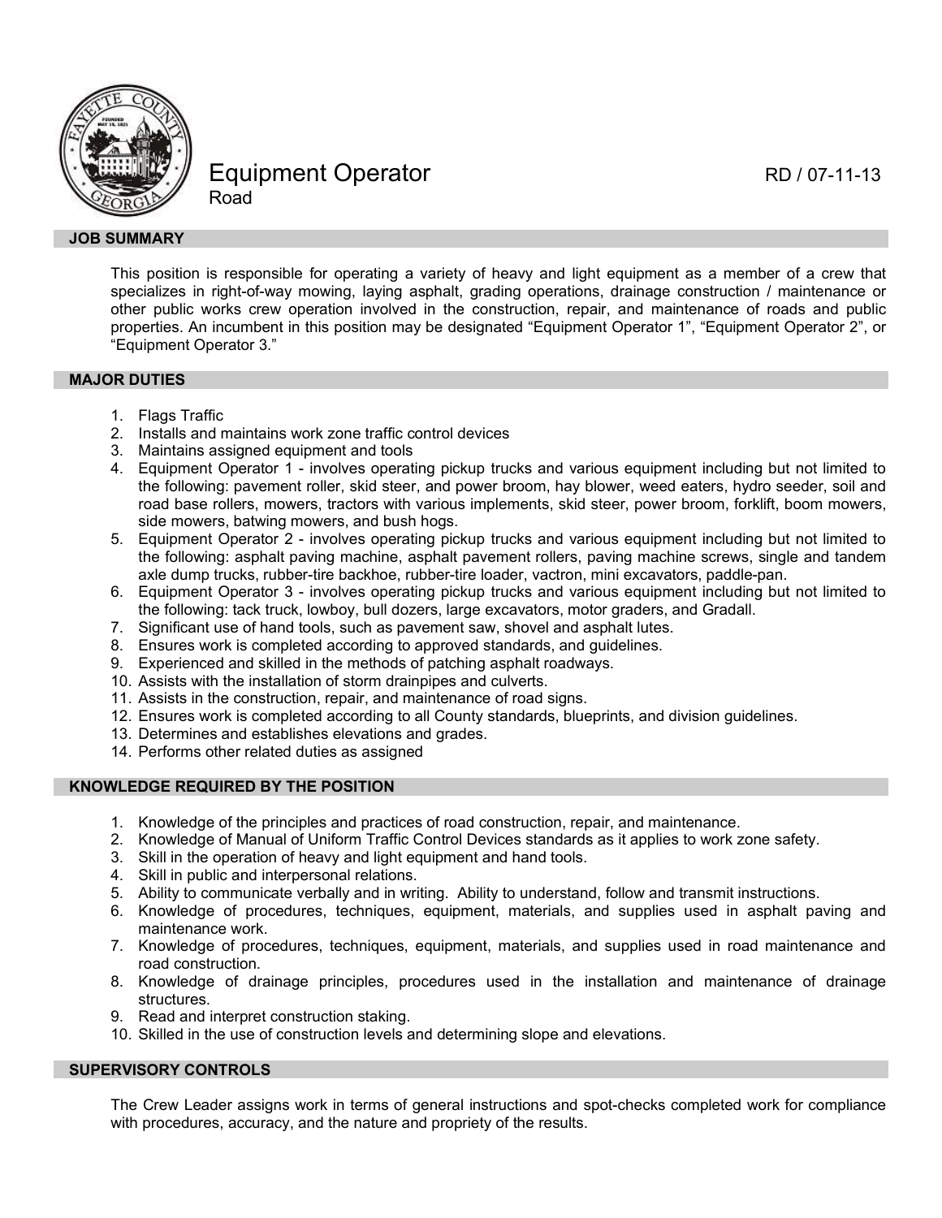# Equipment Operator

Road

RD / 07-11-13

## JOB SUMMARY

This position is responsible for operating a variety of heavy and light equipment as a member of a crew that specializes in right-of-way mowing, laying asphalt, grading operations, drainage construction / maintenance or other public works crew operation involved in the construction, repair, and maintenance of roads and public properties. An incumbent in this position may be designated "Equipment Operator 1", "Equipment Operator 2", or "Equipment Operator 3."

## MAJOR DUTIES

1. Flags Traffic
2. Installs and maintains work zone traffic control devices
3. Maintains assigned equipment and tools
4. Equipment Operator 1 - involves operating pickup trucks and various equipment including but not limited to the following: pavement roller, skid steer, and power broom, hay blower, weed eaters, hydro seeder, soil and road base rollers, mowers, tractors with various implements, skid steer, power broom, forklift, boom mowers, side mowers, batwing mowers, and bush hogs.
5. Equipment Operator 2 - involves operating pickup trucks and various equipment including but not limited to the following: asphalt paving machine, asphalt pavement rollers, paving machine screws, single and tandem axle dump trucks, rubber-tire backhoe, rubber-tire loader, vactron, mini excavators, paddle-pan.
6. Equipment Operator 3 - involves operating pickup trucks and various equipment including but not limited to the following: tack truck, lowboy, bull dozers, large excavators, motor graders, and Gradall.
7. Significant use of hand tools, such as pavement saw, shovel and asphalt lutes.
8. Ensures work is completed according to approved standards, and guidelines.
9. Experienced and skilled in the methods of patching asphalt roadways.
10. Assists with the installation of storm drainpipes and culverts.
11. Assists in the construction, repair, and maintenance of road signs.
12. Ensures work is completed according to all County standards, blueprints, and division guidelines.
13. Determines and establishes elevations and grades.
14. Performs other related duties as assigned

## KNOWLEDGE REQUIRED BY THE POSITION

1. Knowledge of the principles and practices of road construction, repair, and maintenance.
2. Knowledge of Manual of Uniform Traffic Control Devices standards as it applies to work zone safety.
3. Skill in the operation of heavy and light equipment and hand tools.
4. Skill in public and interpersonal relations.
5. Ability to communicate verbally and in writing. Ability to understand, follow and transmit instructions.
6. Knowledge of procedures, techniques, equipment, materials, and supplies used in asphalt paving and maintenance work.
7. Knowledge of procedures, techniques, equipment, materials, and supplies used in road maintenance and road construction.
8. Knowledge of drainage principles, procedures used in the installation and maintenance of drainage structures.
9. Read and interpret construction staking.
10. Skilled in the use of construction levels and determining slope and elevations.

## SUPERVISORY CONTROLS

The Crew Leader assigns work in terms of general instructions and spot-checks completed work for compliance with procedures, accuracy, and the nature and propriety of the results.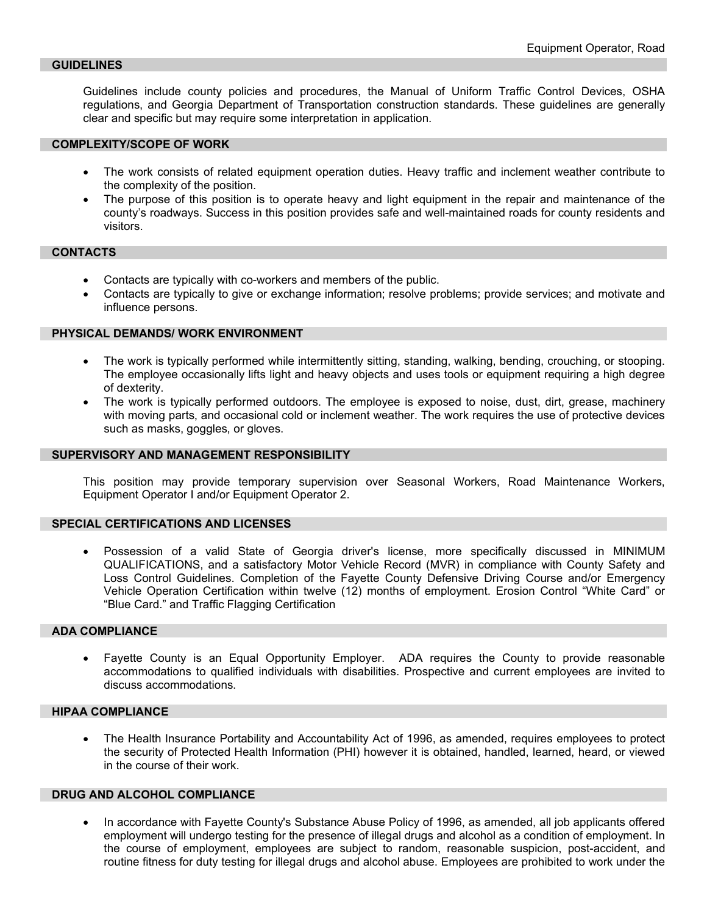## GUIDELINES

Guidelines include county policies and procedures, the Manual of Uniform Traffic Control Devices, OSHA regulations, and Georgia Department of Transportation construction standards. These guidelines are generally clear and specific but may require some interpretation in application.

## COMPLEXITY/SCOPE OF WORK

- The work consists of related equipment operation duties. Heavy traffic and inclement weather contribute to the complexity of the position.
- The purpose of this position is to operate heavy and light equipment in the repair and maintenance of the county's roadways. Success in this position provides safe and well-maintained roads for county residents and visitors.

## CONTACTS

- Contacts are typically with co-workers and members of the public.
- Contacts are typically to give or exchange information; resolve problems; provide services; and motivate and influence persons.

## PHYSICAL DEMANDS/ WORK ENVIRONMENT

- The work is typically performed while intermittently sitting, standing, walking, bending, crouching, or stooping. The employee occasionally lifts light and heavy objects and uses tools or equipment requiring a high degree of dexterity.
- The work is typically performed outdoors. The employee is exposed to noise, dust, dirt, grease, machinery with moving parts, and occasional cold or inclement weather. The work requires the use of protective devices such as masks, goggles, or gloves.

## SUPERVISORY AND MANAGEMENT RESPONSIBILITY

This position may provide temporary supervision over Seasonal Workers, Road Maintenance Workers, Equipment Operator I and/or Equipment Operator 2.

## SPECIAL CERTIFICATIONS AND LICENSES

- Possession of a valid State of Georgia driver's license, more specifically discussed in MINIMUM QUALIFICATIONS, and a satisfactory Motor Vehicle Record (MVR) in compliance with County Safety and Loss Control Guidelines. Completion of the Fayette County Defensive Driving Course and/or Emergency Vehicle Operation Certification within twelve (12) months of employment. Erosion Control "White Card" or "Blue Card." and Traffic Flagging Certification

## ADA COMPLIANCE

- Fayette County is an Equal Opportunity Employer. ADA requires the County to provide reasonable accommodations to qualified individuals with disabilities. Prospective and current employees are invited to discuss accommodations.

## HIPAA COMPLIANCE

- The Health Insurance Portability and Accountability Act of 1996, as amended, requires employees to protect the security of Protected Health Information (PHI) however it is obtained, handled, learned, heard, or viewed in the course of their work.

## DRUG AND ALCOHOL COMPLIANCE

- In accordance with Fayette County's Substance Abuse Policy of 1996, as amended, all job applicants offered employment will undergo testing for the presence of illegal drugs and alcohol as a condition of employment. In the course of employment, employees are subject to random, reasonable suspicion, post-accident, and routine fitness for duty testing for illegal drugs and alcohol abuse. Employees are prohibited to work under the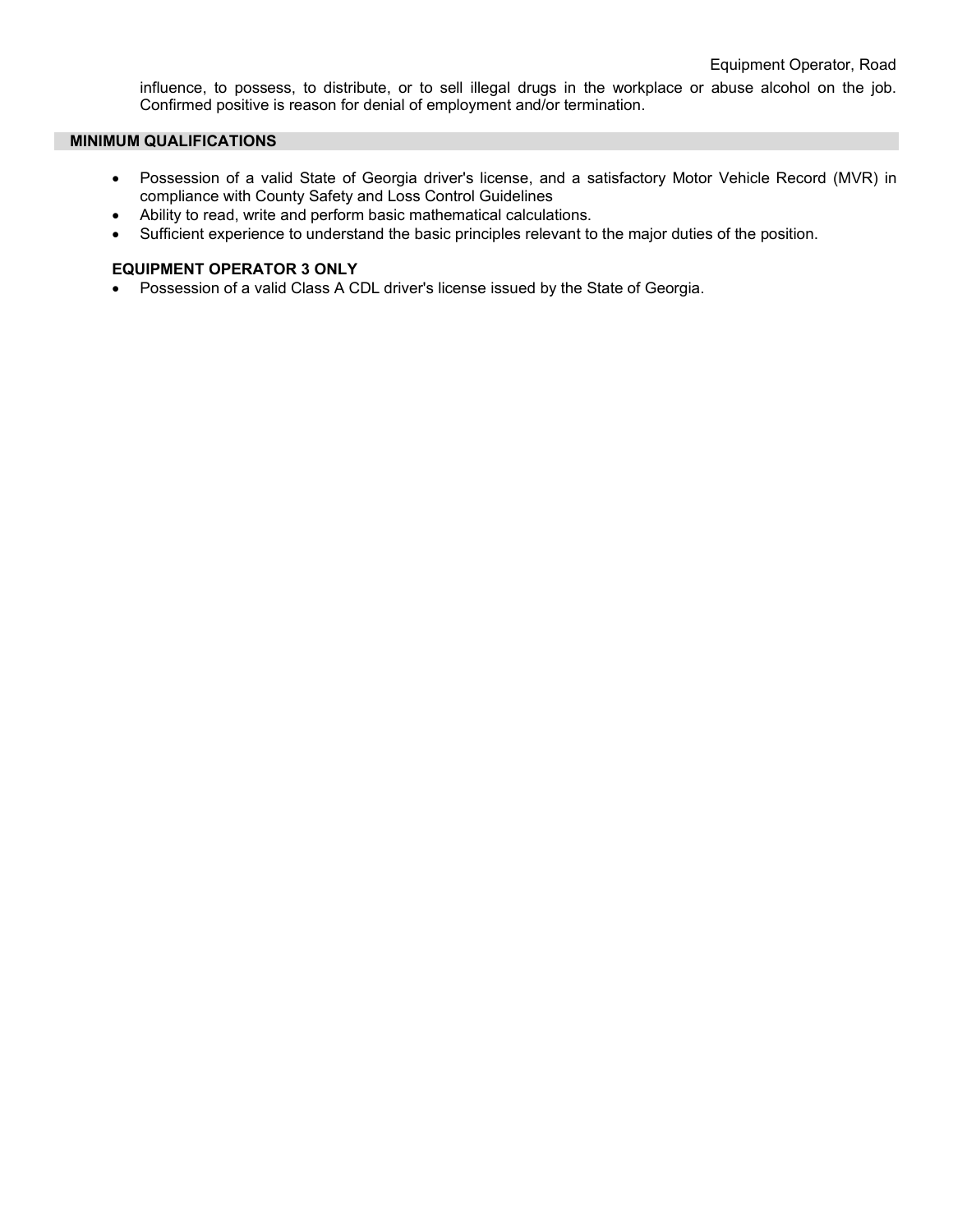influence, to possess, to distribute, or to sell illegal drugs in the workplace or abuse alcohol on the job. Confirmed positive is reason for denial of employment and/or termination.

## MINIMUM QUALIFICATIONS

- Possession of a valid State of Georgia driver's license, and a satisfactory Motor Vehicle Record (MVR) in compliance with County Safety and Loss Control Guidelines
- Ability to read, write and perform basic mathematical calculations.
- Sufficient experience to understand the basic principles relevant to the major duties of the position.

### EQUIPMENT OPERATOR 3 ONLY

- Possession of a valid Class A CDL driver's license issued by the State of Georgia.